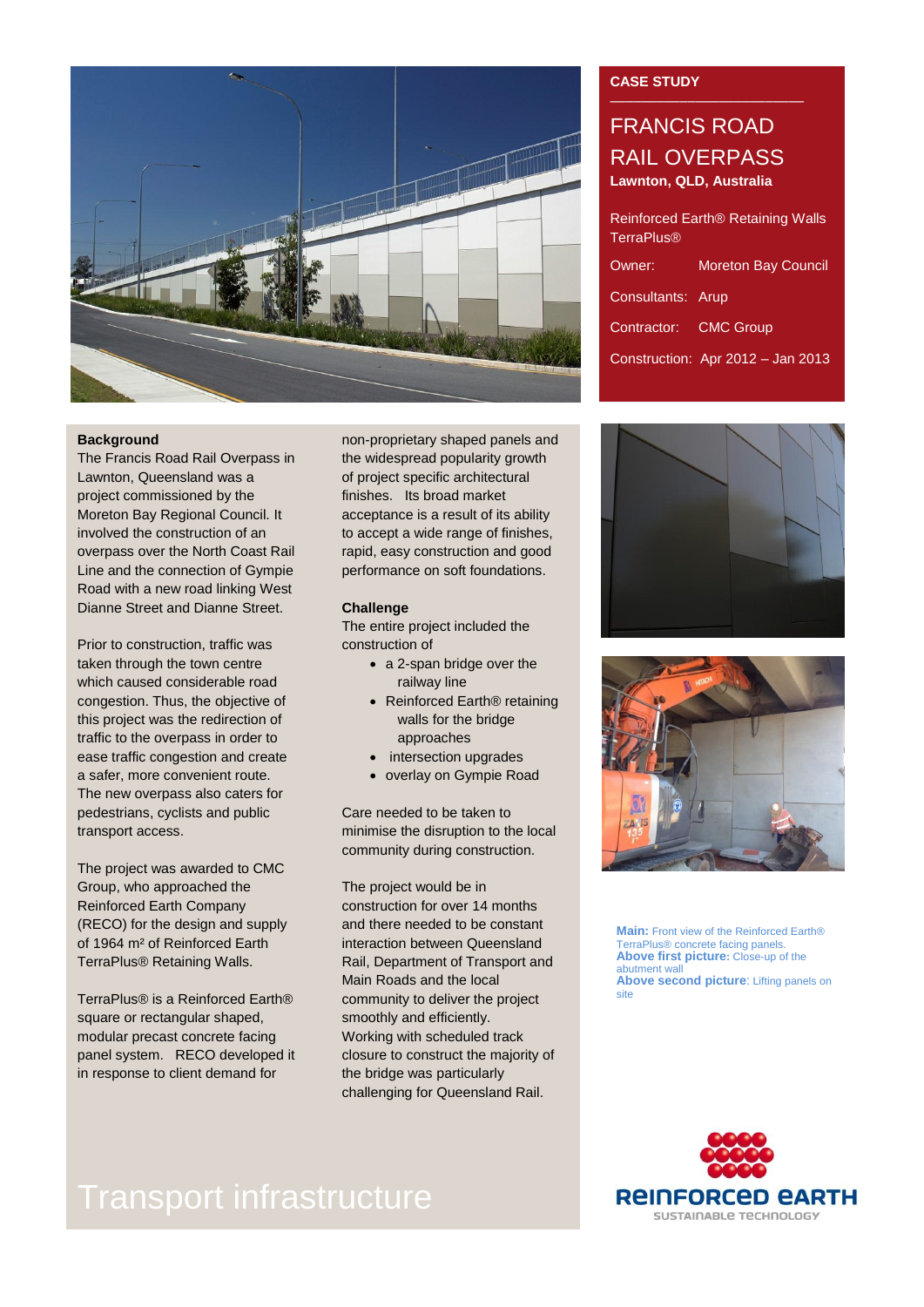CASE STUDY

# FRANCIS ROAD RAIL OVERPASS

**Lawnton, QLD, Australia**

Reinforced Earth® Retaining Walls TerraPlus®

Owner: Moreton Bay Council

Consultants: Arup

Contractor: CMC Group

Construction: Apr 2012 – Jan 2013

**Background**

The Francis Road Rail Overpass in Lawnton, Queensland was a project commissioned by the Moreton Bay Regional Council. It involved the construction of an overpass over the North Coast Rail Line and the connection of Gympie Road with a new road linking West Dianne Street and Dianne Street.

Prior to construction, traffic was taken through the town centre which caused considerable road congestion. Thus, the objective of this project was the redirection of traffic to the overpass in order to ease traffic congestion and create a safer, more convenient route. The new overpass also caters for pedestrians, cyclists and public transport access.

The project was awarded to CMC Group, who approached the Reinforced Earth Company (RECO) for the design and supply of 1964 m² of Reinforced Earth TerraPlus® Retaining Walls.

TerraPlus® is a Reinforced Earth® square or rectangular shaped, modular precast concrete facing panel system. RECO developed it in response to client demand for non-proprietary shaped panels and the widespread popularity growth of project specific architectural finishes. Its broad market acceptance is a result of its ability to accept a wide range of finishes, rapid, easy construction and good performance on soft foundations.

**Challenge**

The entire project included the construction of

- a 2-span bridge over the railway line
- Reinforced Earth® retaining walls for the bridge approaches
- intersection upgrades
- overlay on Gympie Road

Care needed to be taken to minimise the disruption to the local community during construction.

The project would be in construction for over 14 months and there needed to be constant interaction between Queensland Rail, Department of Transport and Main Roads and the local community to deliver the project smoothly and efficiently. Working with scheduled track closure to construct the majority of the bridge was particularly challenging for Queensland Rail.

**Main:** Front view of the Reinforced Earth® TerraPlus® concrete facing panels.
**Above first picture:** Close-up of the abutment wall
**Above second picture**: Lifting panels on site

Transport infrastructure

REINFORCED EARTH
SUSTAINABLE TECHNOLOGY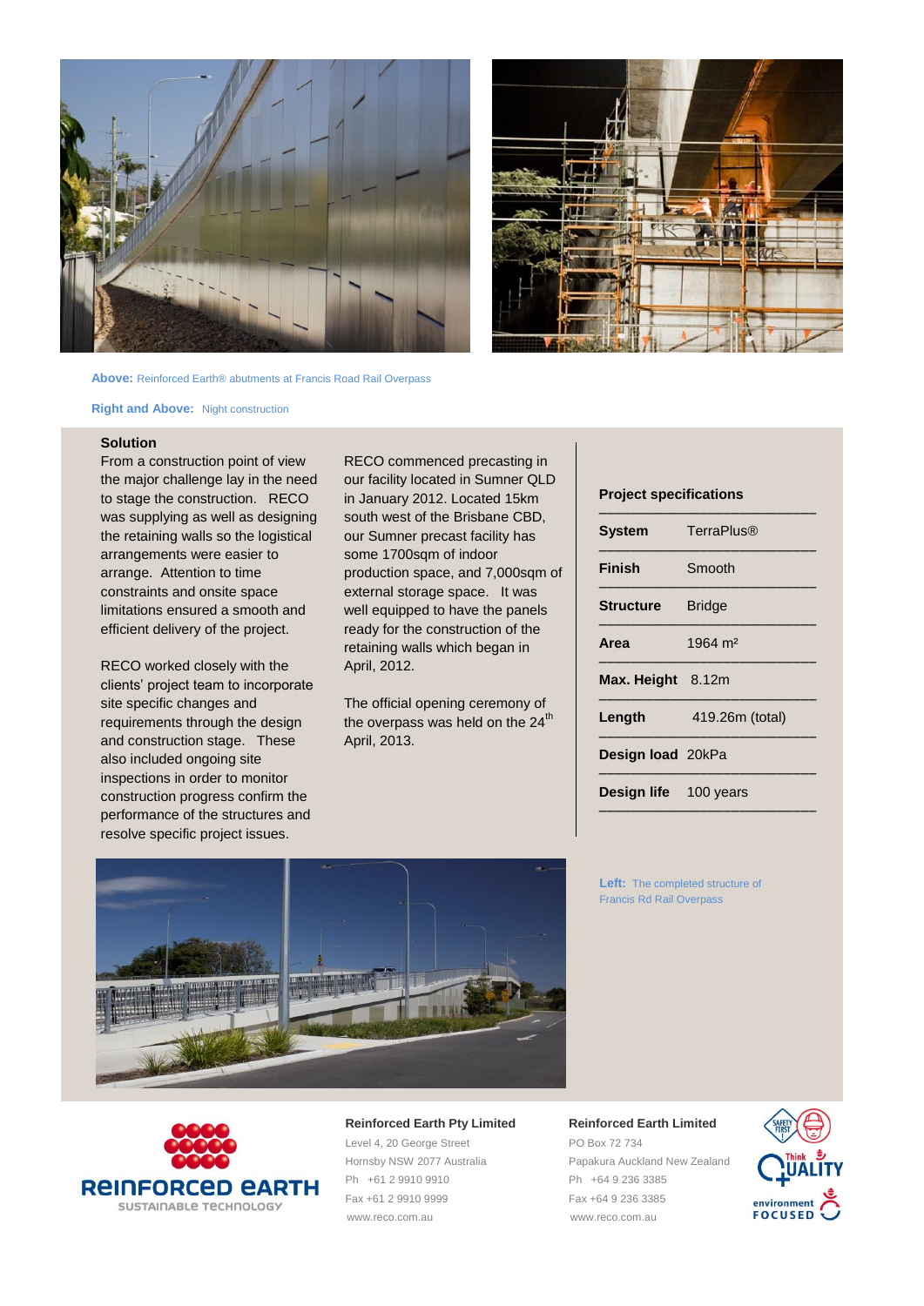**Above:** Reinforced Earth® abutments at Francis Road Rail Overpass

**Right and Above:** Night construction

### Solution

From a construction point of view the major challenge lay in the need to stage the construction. RECO was supplying as well as designing the retaining walls so the logistical arrangements were easier to arrange. Attention to time constraints and onsite space limitations ensured a smooth and efficient delivery of the project.

RECO worked closely with the clients' project team to incorporate site specific changes and requirements through the design and construction stage. These also included ongoing site inspections in order to monitor construction progress confirm the performance of the structures and resolve specific project issues.

RECO commenced precasting in our facility located in Sumner QLD in January 2012. Located 15km south west of the Brisbane CBD, our Sumner precast facility has some 1700sqm of indoor production space, and 7,000sqm of external storage space. It was well equipped to have the panels ready for the construction of the retaining walls which began in April, 2012.

The official opening ceremony of the overpass was held on the 24th April, 2013.

### Project specifications

| | |
|---|---|
| **System** | TerraPlus® |
| **Finish** | Smooth |
| **Structure** | Bridge |
| **Area** | 1964 m² |
| **Max. Height** | 8.12m |
| **Length** | 419.26m (total) |
| **Design load** | 20kPa |
| **Design life** | 100 years |

**Left:** The completed structure of Francis Rd Rail Overpass

REINFORCED EARTH
SUSTAINABLE TECHNOLOGY

**Reinforced Earth Pty Limited**
Level 4, 20 George Street
Hornsby NSW 2077 Australia
Ph +61 2 9910 9910
Fax +61 2 9910 9999
www.reco.com.au

**Reinforced Earth Limited**
PO Box 72 734
Papakura Auckland New Zealand
Ph +64 9 236 3385
Fax +64 9 236 3385
www.reco.com.au

SAFETY FIRST · Think QUALITY · environment FOCUSED